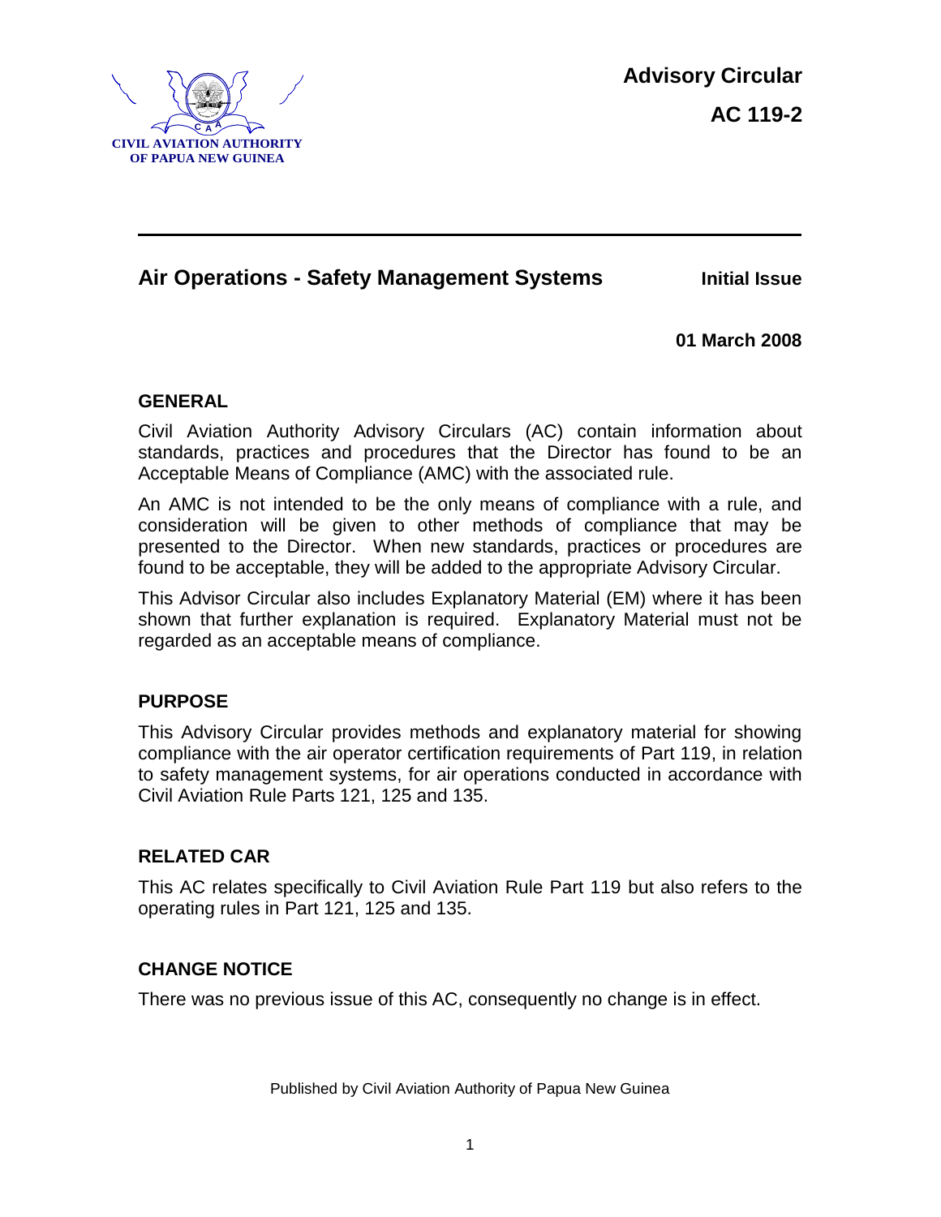CIVIL AVIATION AUTHORITY OF PAPUA NEW GUINEA

**Advisory Circular**

**AC 119-2**

# Air Operations - Safety Management Systems

**Initial Issue**

**01 March 2008**

## GENERAL

Civil Aviation Authority Advisory Circulars (AC) contain information about standards, practices and procedures that the Director has found to be an Acceptable Means of Compliance (AMC) with the associated rule.

An AMC is not intended to be the only means of compliance with a rule, and consideration will be given to other methods of compliance that may be presented to the Director. When new standards, practices or procedures are found to be acceptable, they will be added to the appropriate Advisory Circular.

This Advisor Circular also includes Explanatory Material (EM) where it has been shown that further explanation is required. Explanatory Material must not be regarded as an acceptable means of compliance.

## PURPOSE

This Advisory Circular provides methods and explanatory material for showing compliance with the air operator certification requirements of Part 119, in relation to safety management systems, for air operations conducted in accordance with Civil Aviation Rule Parts 121, 125 and 135.

## RELATED CAR

This AC relates specifically to Civil Aviation Rule Part 119 but also refers to the operating rules in Part 121, 125 and 135.

## CHANGE NOTICE

There was no previous issue of this AC, consequently no change is in effect.

Published by Civil Aviation Authority of Papua New Guinea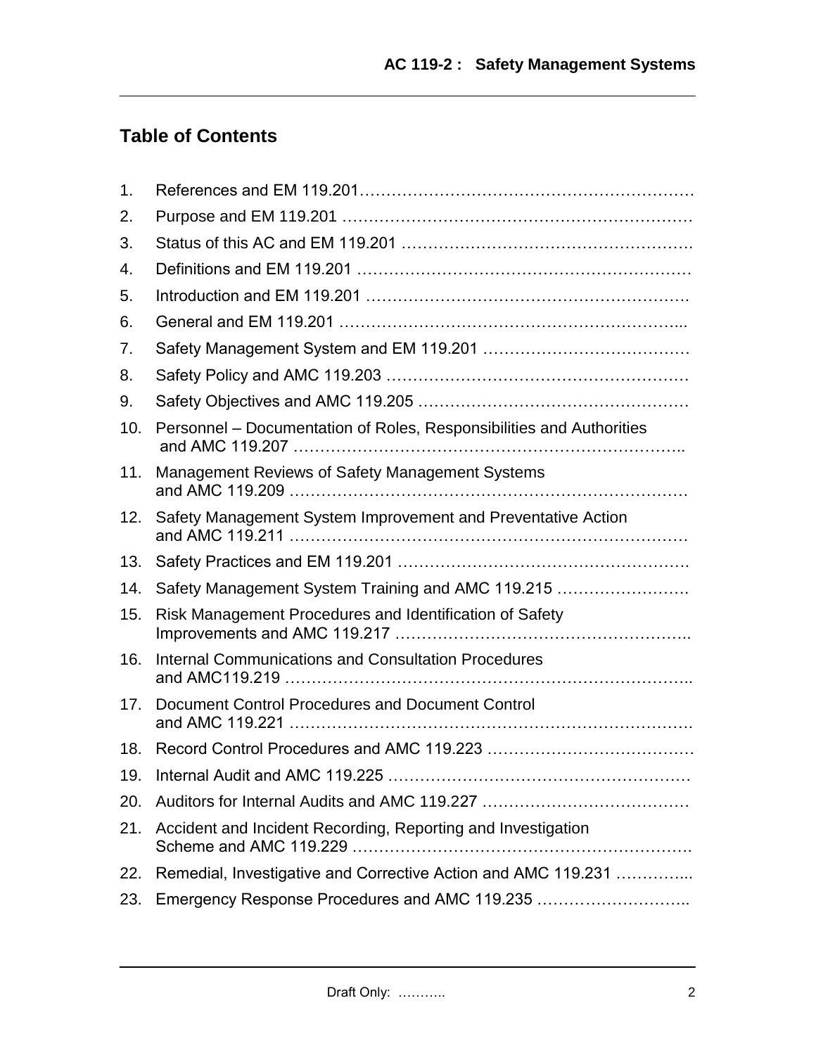## Table of Contents

1. References and EM 119.201……………………………………………………
2. Purpose and EM 119.201 ………………………………………………………
3. Status of this AC and EM 119.201 ……………………………………………
4. Definitions and EM 119.201 ……………………………………………………
5. Introduction and EM 119.201 …………………………………………………
6. General and EM 119.201 ……………………………………………………...
7. Safety Management System and EM 119.201 …………………………………
8. Safety Policy and AMC 119.203 ………………………………………………
9. Safety Objectives and AMC 119.205 ……………………………………………
10. Personnel – Documentation of Roles, Responsibilities and Authorities and AMC 119.207 ………………………………………………………………..
11. Management Reviews of Safety Management Systems and AMC 119.209 …………………………………………………………………
12. Safety Management System Improvement and Preventative Action and AMC 119.211 …………………………………………………………………
13. Safety Practices and EM 119.201 ……………………………………………
14. Safety Management System Training and AMC 119.215 ……………………
15. Risk Management Procedures and Identification of Safety Improvements and AMC 119.217 ……………………………………………..
16. Internal Communications and Consultation Procedures and AMC119.219 …………………………………………………………………..
17. Document Control Procedures and Document Control and AMC 119.221 …………………………………………………………………
18. Record Control Procedures and AMC 119.223 …………………………………
19. Internal Audit and AMC 119.225 ………………………………………………
20. Auditors for Internal Audits and AMC 119.227 …………………………………
21. Accident and Incident Recording, Reporting and Investigation Scheme and AMC 119.229 ………………………………………………………
22. Remedial, Investigative and Corrective Action and AMC 119.231 …………...
23. Emergency Response Procedures and AMC 119.235 ………………………..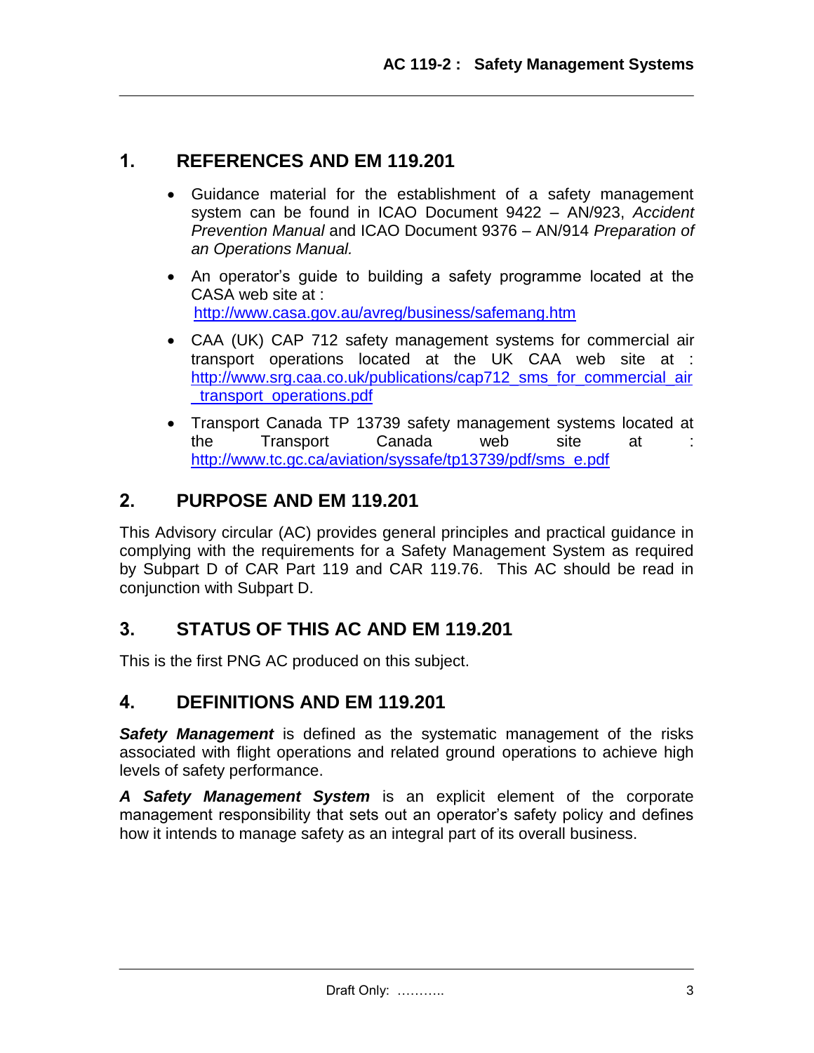## 1. REFERENCES AND EM 119.201

- Guidance material for the establishment of a safety management system can be found in ICAO Document 9422 – AN/923, *Accident Prevention Manual* and ICAO Document 9376 – AN/914 *Preparation of an Operations Manual.*
- An operator's guide to building a safety programme located at the CASA web site at : http://www.casa.gov.au/avreg/business/safemang.htm
- CAA (UK) CAP 712 safety management systems for commercial air transport operations located at the UK CAA web site at : http://www.srg.caa.co.uk/publications/cap712_sms_for_commercial_air_transport_operations.pdf
- Transport Canada TP 13739 safety management systems located at the Transport Canada web site at : http://www.tc.gc.ca/aviation/syssafe/tp13739/pdf/sms_e.pdf

## 2. PURPOSE AND EM 119.201

This Advisory circular (AC) provides general principles and practical guidance in complying with the requirements for a Safety Management System as required by Subpart D of CAR Part 119 and CAR 119.76. This AC should be read in conjunction with Subpart D.

## 3. STATUS OF THIS AC AND EM 119.201

This is the first PNG AC produced on this subject.

## 4. DEFINITIONS AND EM 119.201

***Safety Management*** is defined as the systematic management of the risks associated with flight operations and related ground operations to achieve high levels of safety performance.

***A Safety Management System*** is an explicit element of the corporate management responsibility that sets out an operator's safety policy and defines how it intends to manage safety as an integral part of its overall business.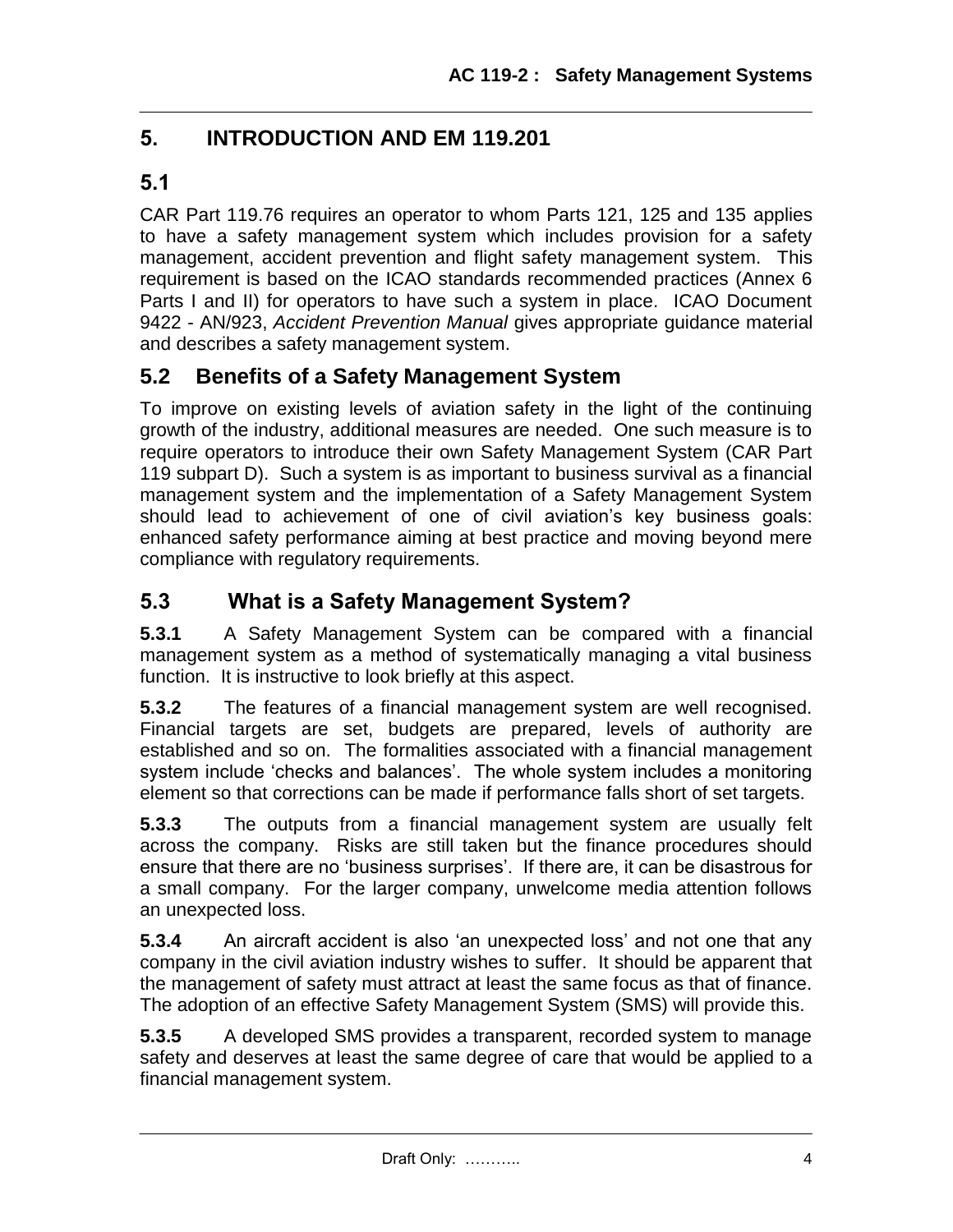## 5. INTRODUCTION AND EM 119.201

### 5.1

CAR Part 119.76 requires an operator to whom Parts 121, 125 and 135 applies to have a safety management system which includes provision for a safety management, accident prevention and flight safety management system. This requirement is based on the ICAO standards recommended practices (Annex 6 Parts I and II) for operators to have such a system in place. ICAO Document 9422 - AN/923, *Accident Prevention Manual* gives appropriate guidance material and describes a safety management system.

### 5.2 Benefits of a Safety Management System

To improve on existing levels of aviation safety in the light of the continuing growth of the industry, additional measures are needed. One such measure is to require operators to introduce their own Safety Management System (CAR Part 119 subpart D). Such a system is as important to business survival as a financial management system and the implementation of a Safety Management System should lead to achievement of one of civil aviation's key business goals: enhanced safety performance aiming at best practice and moving beyond mere compliance with regulatory requirements.

### 5.3 What is a Safety Management System?

**5.3.1** A Safety Management System can be compared with a financial management system as a method of systematically managing a vital business function. It is instructive to look briefly at this aspect.

**5.3.2** The features of a financial management system are well recognised. Financial targets are set, budgets are prepared, levels of authority are established and so on. The formalities associated with a financial management system include 'checks and balances'. The whole system includes a monitoring element so that corrections can be made if performance falls short of set targets.

**5.3.3** The outputs from a financial management system are usually felt across the company. Risks are still taken but the finance procedures should ensure that there are no 'business surprises'. If there are, it can be disastrous for a small company. For the larger company, unwelcome media attention follows an unexpected loss.

**5.3.4** An aircraft accident is also 'an unexpected loss' and not one that any company in the civil aviation industry wishes to suffer. It should be apparent that the management of safety must attract at least the same focus as that of finance. The adoption of an effective Safety Management System (SMS) will provide this.

**5.3.5** A developed SMS provides a transparent, recorded system to manage safety and deserves at least the same degree of care that would be applied to a financial management system.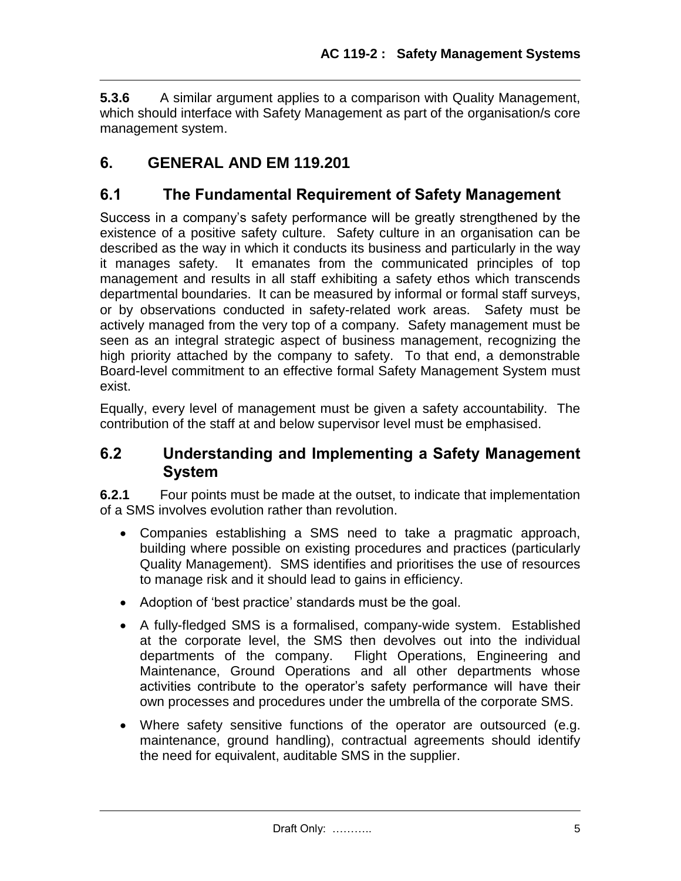**5.3.6** A similar argument applies to a comparison with Quality Management, which should interface with Safety Management as part of the organisation/s core management system.

# 6. GENERAL AND EM 119.201

## 6.1 The Fundamental Requirement of Safety Management

Success in a company's safety performance will be greatly strengthened by the existence of a positive safety culture. Safety culture in an organisation can be described as the way in which it conducts its business and particularly in the way it manages safety. It emanates from the communicated principles of top management and results in all staff exhibiting a safety ethos which transcends departmental boundaries. It can be measured by informal or formal staff surveys, or by observations conducted in safety-related work areas. Safety must be actively managed from the very top of a company. Safety management must be seen as an integral strategic aspect of business management, recognizing the high priority attached by the company to safety. To that end, a demonstrable Board-level commitment to an effective formal Safety Management System must exist.

Equally, every level of management must be given a safety accountability. The contribution of the staff at and below supervisor level must be emphasised.

## 6.2 Understanding and Implementing a Safety Management System

**6.2.1** Four points must be made at the outset, to indicate that implementation of a SMS involves evolution rather than revolution.

- Companies establishing a SMS need to take a pragmatic approach, building where possible on existing procedures and practices (particularly Quality Management). SMS identifies and prioritises the use of resources to manage risk and it should lead to gains in efficiency.
- Adoption of 'best practice' standards must be the goal.
- A fully-fledged SMS is a formalised, company-wide system. Established at the corporate level, the SMS then devolves out into the individual departments of the company. Flight Operations, Engineering and Maintenance, Ground Operations and all other departments whose activities contribute to the operator's safety performance will have their own processes and procedures under the umbrella of the corporate SMS.
- Where safety sensitive functions of the operator are outsourced (e.g. maintenance, ground handling), contractual agreements should identify the need for equivalent, auditable SMS in the supplier.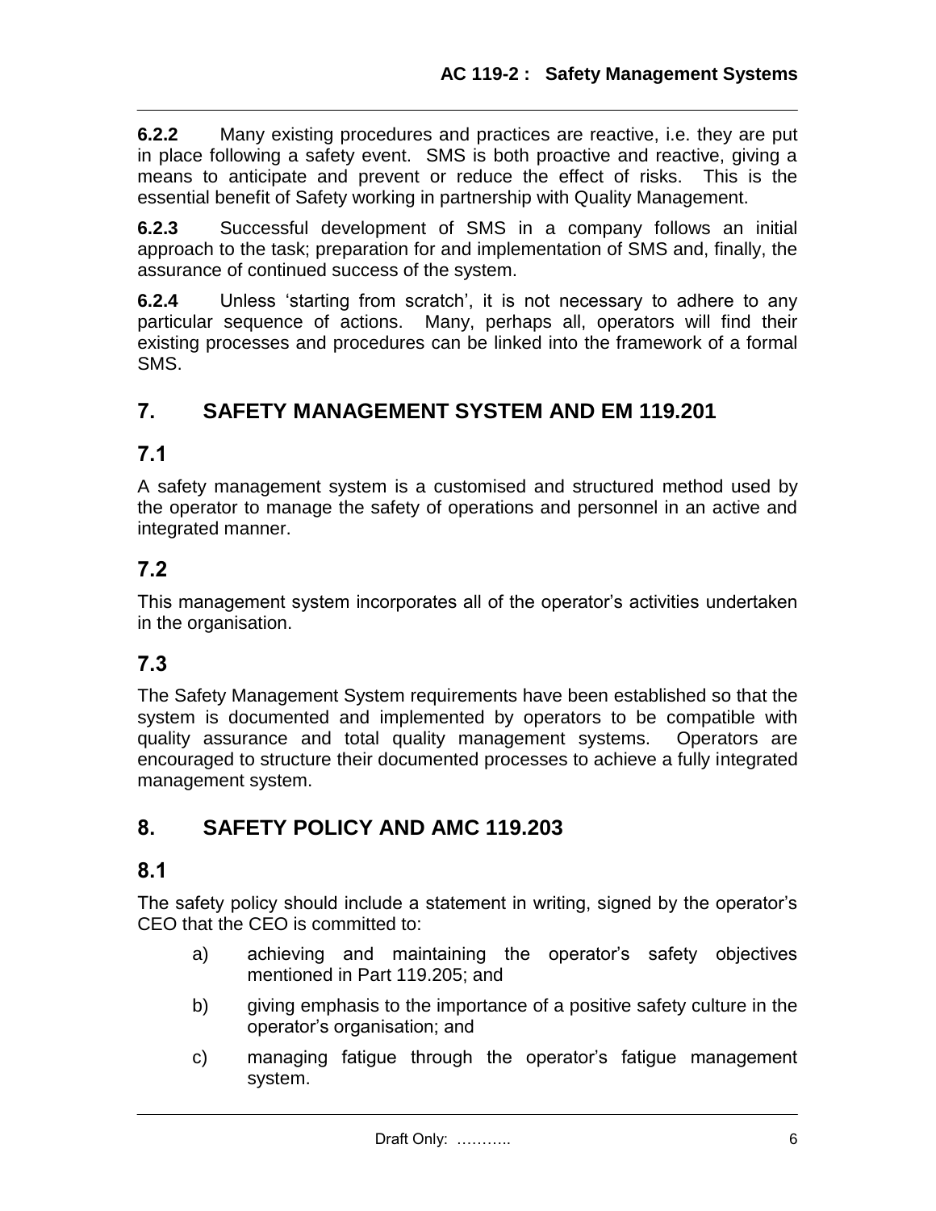**6.2.2** Many existing procedures and practices are reactive, i.e. they are put in place following a safety event. SMS is both proactive and reactive, giving a means to anticipate and prevent or reduce the effect of risks. This is the essential benefit of Safety working in partnership with Quality Management.

**6.2.3** Successful development of SMS in a company follows an initial approach to the task; preparation for and implementation of SMS and, finally, the assurance of continued success of the system.

**6.2.4** Unless 'starting from scratch', it is not necessary to adhere to any particular sequence of actions. Many, perhaps all, operators will find their existing processes and procedures can be linked into the framework of a formal SMS.

## 7. SAFETY MANAGEMENT SYSTEM AND EM 119.201

### 7.1

A safety management system is a customised and structured method used by the operator to manage the safety of operations and personnel in an active and integrated manner.

### 7.2

This management system incorporates all of the operator's activities undertaken in the organisation.

### 7.3

The Safety Management System requirements have been established so that the system is documented and implemented by operators to be compatible with quality assurance and total quality management systems. Operators are encouraged to structure their documented processes to achieve a fully integrated management system.

## 8. SAFETY POLICY AND AMC 119.203

### 8.1

The safety policy should include a statement in writing, signed by the operator's CEO that the CEO is committed to:

a) achieving and maintaining the operator's safety objectives mentioned in Part 119.205; and

b) giving emphasis to the importance of a positive safety culture in the operator's organisation; and

c) managing fatigue through the operator's fatigue management system.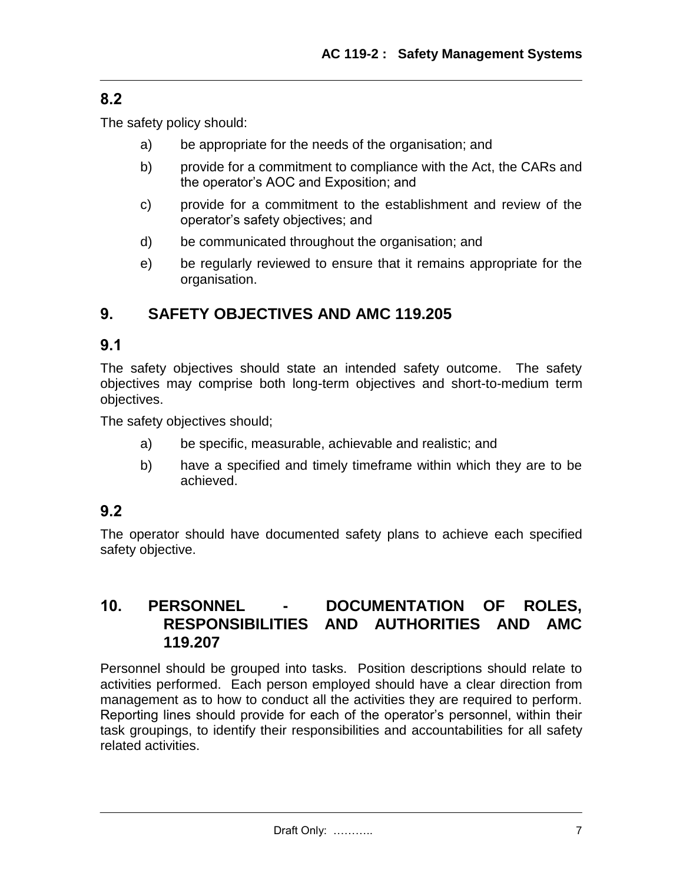## 8.2

The safety policy should:

a) be appropriate for the needs of the organisation; and

b) provide for a commitment to compliance with the Act, the CARs and the operator's AOC and Exposition; and

c) provide for a commitment to the establishment and review of the operator's safety objectives; and

d) be communicated throughout the organisation; and

e) be regularly reviewed to ensure that it remains appropriate for the organisation.

# 9. SAFETY OBJECTIVES AND AMC 119.205

## 9.1

The safety objectives should state an intended safety outcome. The safety objectives may comprise both long-term objectives and short-to-medium term objectives.

The safety objectives should;

a) be specific, measurable, achievable and realistic; and

b) have a specified and timely timeframe within which they are to be achieved.

## 9.2

The operator should have documented safety plans to achieve each specified safety objective.

# 10. PERSONNEL - DOCUMENTATION OF ROLES, RESPONSIBILITIES AND AUTHORITIES AND AMC 119.207

Personnel should be grouped into tasks. Position descriptions should relate to activities performed. Each person employed should have a clear direction from management as to how to conduct all the activities they are required to perform. Reporting lines should provide for each of the operator's personnel, within their task groupings, to identify their responsibilities and accountabilities for all safety related activities.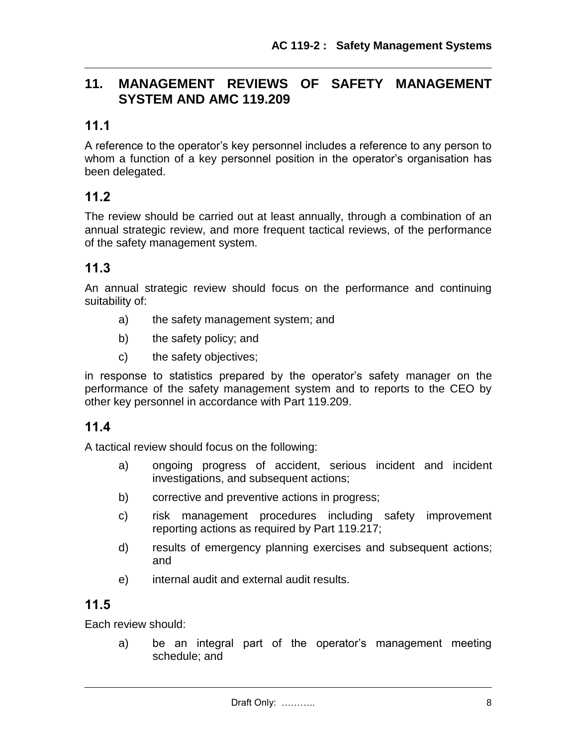## 11. MANAGEMENT REVIEWS OF SAFETY MANAGEMENT SYSTEM AND AMC 119.209

### 11.1

A reference to the operator's key personnel includes a reference to any person to whom a function of a key personnel position in the operator's organisation has been delegated.

### 11.2

The review should be carried out at least annually, through a combination of an annual strategic review, and more frequent tactical reviews, of the performance of the safety management system.

### 11.3

An annual strategic review should focus on the performance and continuing suitability of:

a) the safety management system; and

b) the safety policy; and

c) the safety objectives;

in response to statistics prepared by the operator's safety manager on the performance of the safety management system and to reports to the CEO by other key personnel in accordance with Part 119.209.

### 11.4

A tactical review should focus on the following:

a) ongoing progress of accident, serious incident and incident investigations, and subsequent actions;

b) corrective and preventive actions in progress;

c) risk management procedures including safety improvement reporting actions as required by Part 119.217;

d) results of emergency planning exercises and subsequent actions; and

e) internal audit and external audit results.

### 11.5

Each review should:

a) be an integral part of the operator's management meeting schedule; and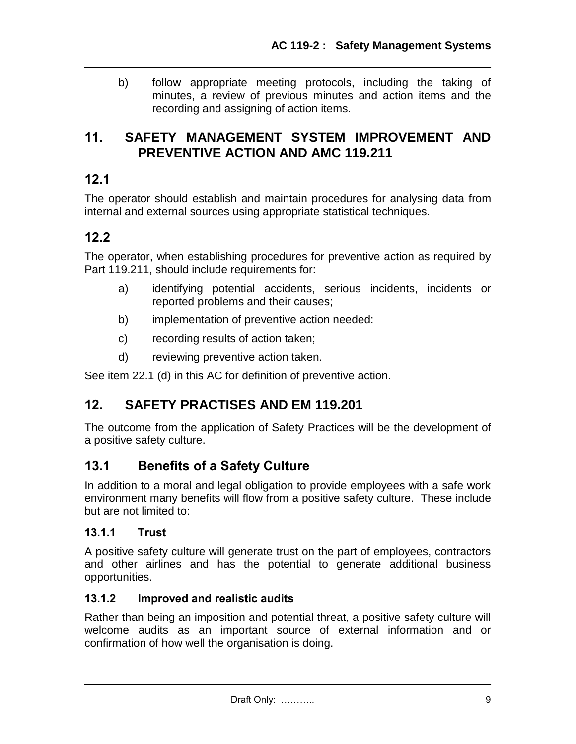b) follow appropriate meeting protocols, including the taking of minutes, a review of previous minutes and action items and the recording and assigning of action items.

## 11. SAFETY MANAGEMENT SYSTEM IMPROVEMENT AND PREVENTIVE ACTION AND AMC 119.211

### 12.1

The operator should establish and maintain procedures for analysing data from internal and external sources using appropriate statistical techniques.

### 12.2

The operator, when establishing procedures for preventive action as required by Part 119.211, should include requirements for:

a) identifying potential accidents, serious incidents, incidents or reported problems and their causes;

b) implementation of preventive action needed:

c) recording results of action taken;

d) reviewing preventive action taken.

See item 22.1 (d) in this AC for definition of preventive action.

## 12. SAFETY PRACTISES AND EM 119.201

The outcome from the application of Safety Practices will be the development of a positive safety culture.

### 13.1 Benefits of a Safety Culture

In addition to a moral and legal obligation to provide employees with a safe work environment many benefits will flow from a positive safety culture. These include but are not limited to:

#### 13.1.1 Trust

A positive safety culture will generate trust on the part of employees, contractors and other airlines and has the potential to generate additional business opportunities.

#### 13.1.2 Improved and realistic audits

Rather than being an imposition and potential threat, a positive safety culture will welcome audits as an important source of external information and or confirmation of how well the organisation is doing.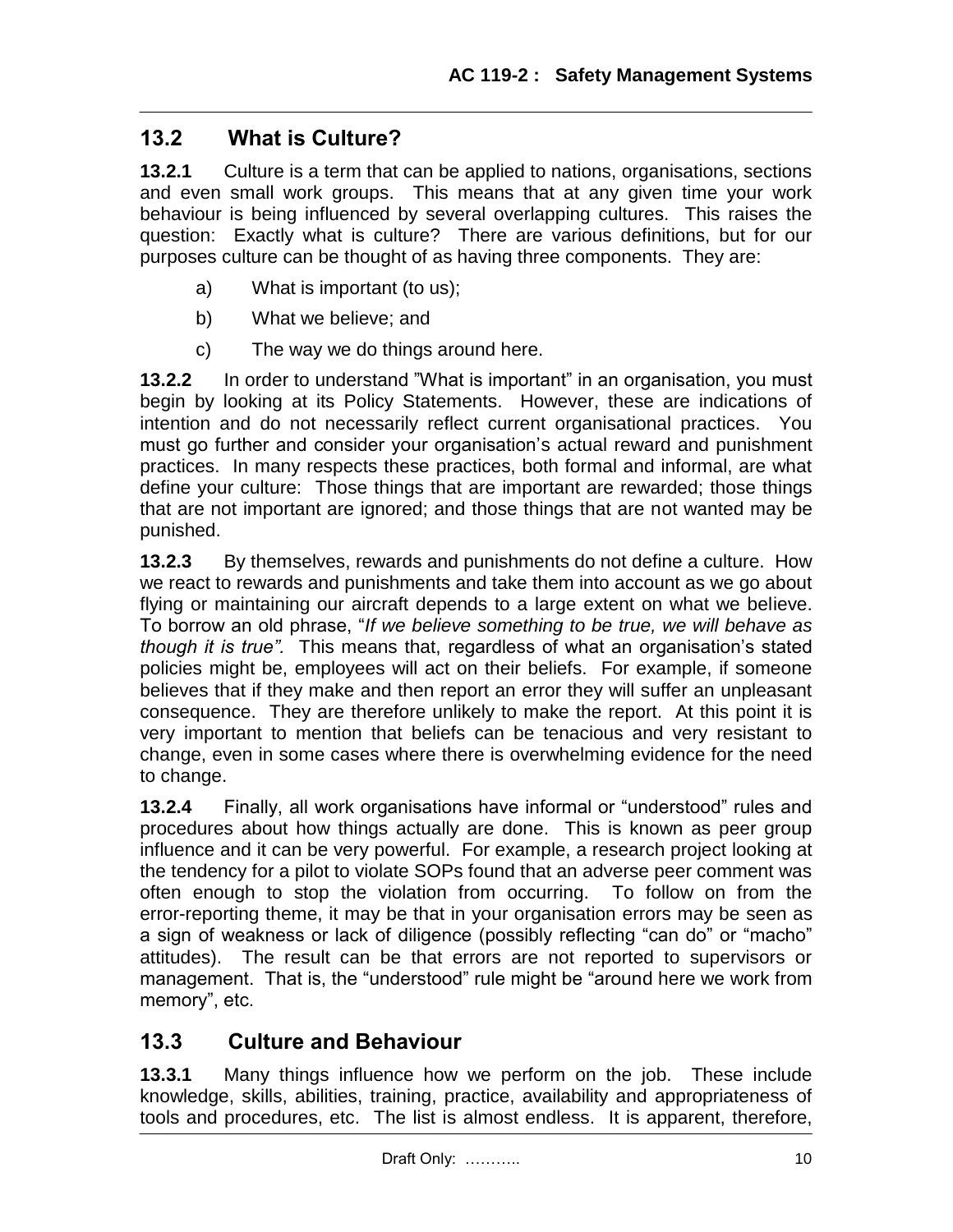## 13.2 What is Culture?

**13.2.1** Culture is a term that can be applied to nations, organisations, sections and even small work groups. This means that at any given time your work behaviour is being influenced by several overlapping cultures. This raises the question: Exactly what is culture? There are various definitions, but for our purposes culture can be thought of as having three components. They are:

a) What is important (to us);

b) What we believe; and

c) The way we do things around here.

**13.2.2** In order to understand "What is important" in an organisation, you must begin by looking at its Policy Statements. However, these are indications of intention and do not necessarily reflect current organisational practices. You must go further and consider your organisation's actual reward and punishment practices. In many respects these practices, both formal and informal, are what define your culture: Those things that are important are rewarded; those things that are not important are ignored; and those things that are not wanted may be punished.

**13.2.3** By themselves, rewards and punishments do not define a culture. How we react to rewards and punishments and take them into account as we go about flying or maintaining our aircraft depends to a large extent on what we believe. To borrow an old phrase, "*If we believe something to be true, we will behave as though it is true".* This means that, regardless of what an organisation's stated policies might be, employees will act on their beliefs. For example, if someone believes that if they make and then report an error they will suffer an unpleasant consequence. They are therefore unlikely to make the report. At this point it is very important to mention that beliefs can be tenacious and very resistant to change, even in some cases where there is overwhelming evidence for the need to change.

**13.2.4** Finally, all work organisations have informal or "understood" rules and procedures about how things actually are done. This is known as peer group influence and it can be very powerful. For example, a research project looking at the tendency for a pilot to violate SOPs found that an adverse peer comment was often enough to stop the violation from occurring. To follow on from the error-reporting theme, it may be that in your organisation errors may be seen as a sign of weakness or lack of diligence (possibly reflecting "can do" or "macho" attitudes). The result can be that errors are not reported to supervisors or management. That is, the "understood" rule might be "around here we work from memory", etc.

## 13.3 Culture and Behaviour

**13.3.1** Many things influence how we perform on the job. These include knowledge, skills, abilities, training, practice, availability and appropriateness of tools and procedures, etc. The list is almost endless. It is apparent, therefore,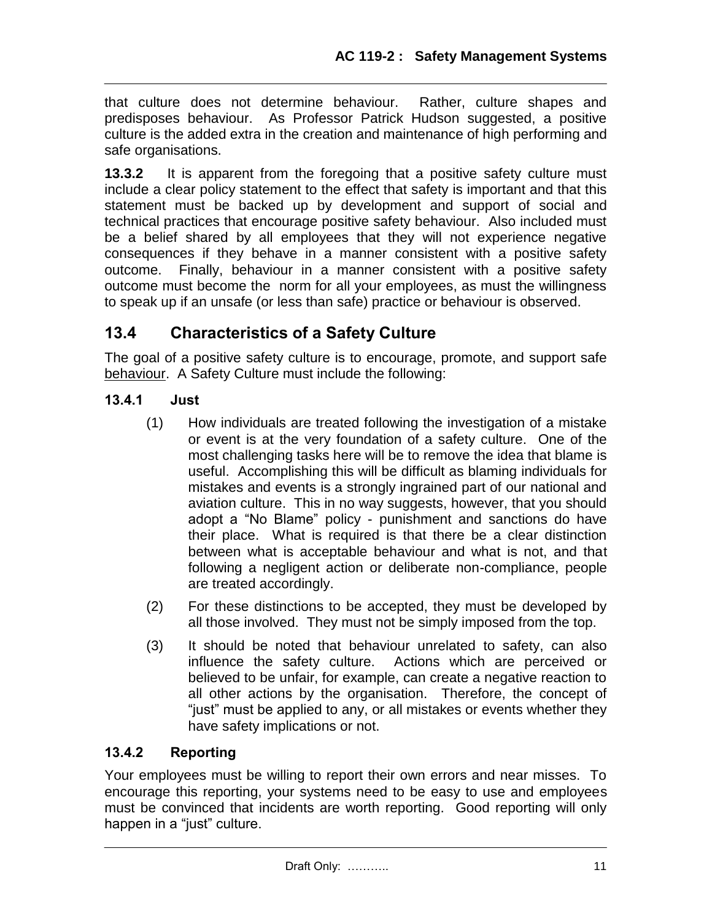that culture does not determine behaviour. Rather, culture shapes and predisposes behaviour. As Professor Patrick Hudson suggested, a positive culture is the added extra in the creation and maintenance of high performing and safe organisations.

**13.3.2** It is apparent from the foregoing that a positive safety culture must include a clear policy statement to the effect that safety is important and that this statement must be backed up by development and support of social and technical practices that encourage positive safety behaviour. Also included must be a belief shared by all employees that they will not experience negative consequences if they behave in a manner consistent with a positive safety outcome. Finally, behaviour in a manner consistent with a positive safety outcome must become the norm for all your employees, as must the willingness to speak up if an unsafe (or less than safe) practice or behaviour is observed.

## 13.4 Characteristics of a Safety Culture

The goal of a positive safety culture is to encourage, promote, and support safe <u>behaviour</u>. A Safety Culture must include the following:

### 13.4.1 Just

(1) How individuals are treated following the investigation of a mistake or event is at the very foundation of a safety culture. One of the most challenging tasks here will be to remove the idea that blame is useful. Accomplishing this will be difficult as blaming individuals for mistakes and events is a strongly ingrained part of our national and aviation culture. This in no way suggests, however, that you should adopt a "No Blame" policy - punishment and sanctions do have their place. What is required is that there be a clear distinction between what is acceptable behaviour and what is not, and that following a negligent action or deliberate non-compliance, people are treated accordingly.

(2) For these distinctions to be accepted, they must be developed by all those involved. They must not be simply imposed from the top.

(3) It should be noted that behaviour unrelated to safety, can also influence the safety culture. Actions which are perceived or believed to be unfair, for example, can create a negative reaction to all other actions by the organisation. Therefore, the concept of "just" must be applied to any, or all mistakes or events whether they have safety implications or not.

### 13.4.2 Reporting

Your employees must be willing to report their own errors and near misses. To encourage this reporting, your systems need to be easy to use and employees must be convinced that incidents are worth reporting. Good reporting will only happen in a "just" culture.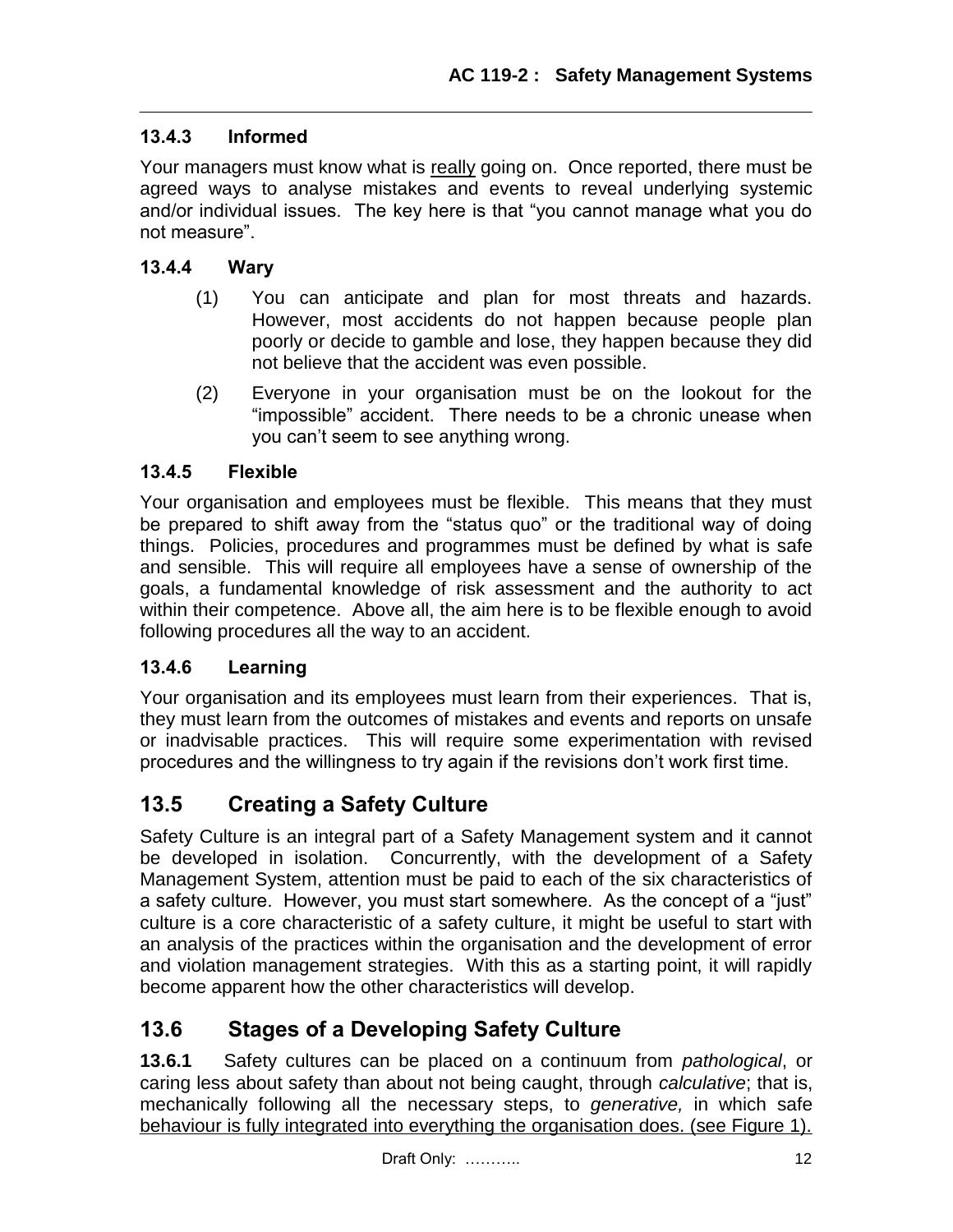### 13.4.3 Informed

Your managers must know what is <u>really</u> going on. Once reported, there must be agreed ways to analyse mistakes and events to reveal underlying systemic and/or individual issues. The key here is that "you cannot manage what you do not measure".

### 13.4.4 Wary

(1) You can anticipate and plan for most threats and hazards. However, most accidents do not happen because people plan poorly or decide to gamble and lose, they happen because they did not believe that the accident was even possible.

(2) Everyone in your organisation must be on the lookout for the "impossible" accident. There needs to be a chronic unease when you can't seem to see anything wrong.

### 13.4.5 Flexible

Your organisation and employees must be flexible. This means that they must be prepared to shift away from the "status quo" or the traditional way of doing things. Policies, procedures and programmes must be defined by what is safe and sensible. This will require all employees have a sense of ownership of the goals, a fundamental knowledge of risk assessment and the authority to act within their competence. Above all, the aim here is to be flexible enough to avoid following procedures all the way to an accident.

### 13.4.6 Learning

Your organisation and its employees must learn from their experiences. That is, they must learn from the outcomes of mistakes and events and reports on unsafe or inadvisable practices. This will require some experimentation with revised procedures and the willingness to try again if the revisions don't work first time.

## 13.5 Creating a Safety Culture

Safety Culture is an integral part of a Safety Management system and it cannot be developed in isolation. Concurrently, with the development of a Safety Management System, attention must be paid to each of the six characteristics of a safety culture. However, you must start somewhere. As the concept of a "just" culture is a core characteristic of a safety culture, it might be useful to start with an analysis of the practices within the organisation and the development of error and violation management strategies. With this as a starting point, it will rapidly become apparent how the other characteristics will develop.

## 13.6 Stages of a Developing Safety Culture

**13.6.1** Safety cultures can be placed on a continuum from *pathological*, or caring less about safety than about not being caught, through *calculative*; that is, mechanically following all the necessary steps, to *generative,* in which safe <u>behaviour is fully integrated into everything the organisation does. (see Figure 1).</u>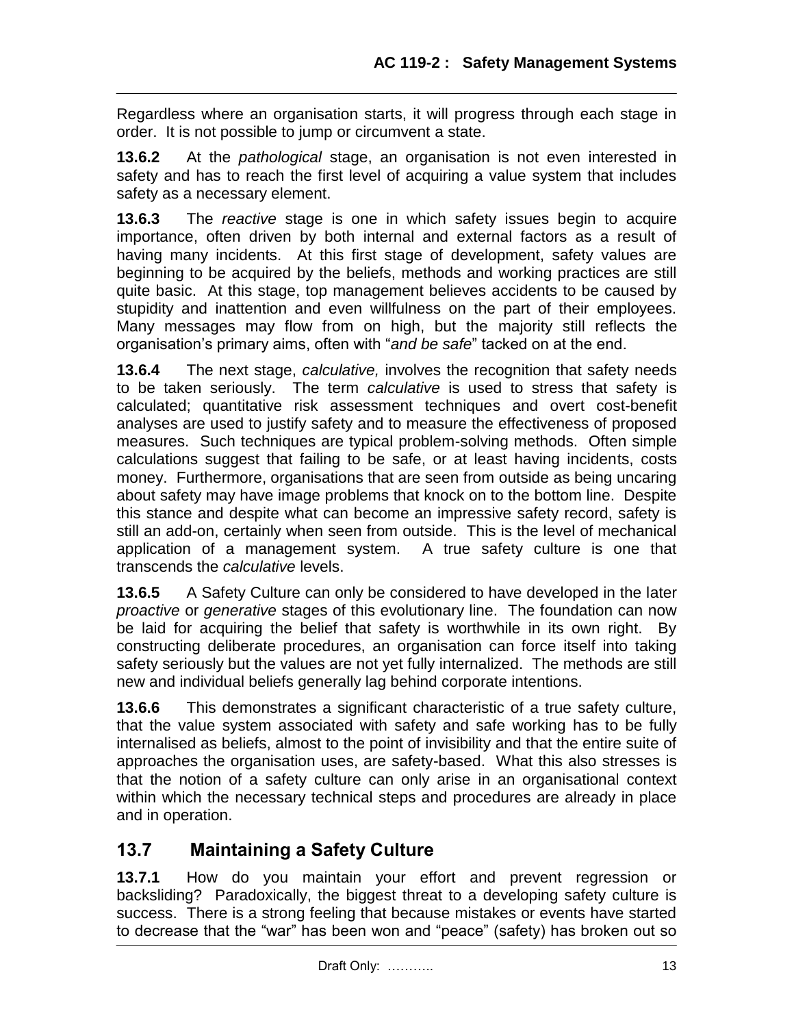Regardless where an organisation starts, it will progress through each stage in order. It is not possible to jump or circumvent a state.

**13.6.2** At the *pathological* stage, an organisation is not even interested in safety and has to reach the first level of acquiring a value system that includes safety as a necessary element.

**13.6.3** The *reactive* stage is one in which safety issues begin to acquire importance, often driven by both internal and external factors as a result of having many incidents. At this first stage of development, safety values are beginning to be acquired by the beliefs, methods and working practices are still quite basic. At this stage, top management believes accidents to be caused by stupidity and inattention and even willfulness on the part of their employees. Many messages may flow from on high, but the majority still reflects the organisation's primary aims, often with "*and be safe*" tacked on at the end.

**13.6.4** The next stage, *calculative,* involves the recognition that safety needs to be taken seriously. The term *calculative* is used to stress that safety is calculated; quantitative risk assessment techniques and overt cost-benefit analyses are used to justify safety and to measure the effectiveness of proposed measures. Such techniques are typical problem-solving methods. Often simple calculations suggest that failing to be safe, or at least having incidents, costs money. Furthermore, organisations that are seen from outside as being uncaring about safety may have image problems that knock on to the bottom line. Despite this stance and despite what can become an impressive safety record, safety is still an add-on, certainly when seen from outside. This is the level of mechanical application of a management system. A true safety culture is one that transcends the *calculative* levels.

**13.6.5** A Safety Culture can only be considered to have developed in the later *proactive* or *generative* stages of this evolutionary line. The foundation can now be laid for acquiring the belief that safety is worthwhile in its own right. By constructing deliberate procedures, an organisation can force itself into taking safety seriously but the values are not yet fully internalized. The methods are still new and individual beliefs generally lag behind corporate intentions.

**13.6.6** This demonstrates a significant characteristic of a true safety culture, that the value system associated with safety and safe working has to be fully internalised as beliefs, almost to the point of invisibility and that the entire suite of approaches the organisation uses, are safety-based. What this also stresses is that the notion of a safety culture can only arise in an organisational context within which the necessary technical steps and procedures are already in place and in operation.

## 13.7 Maintaining a Safety Culture

**13.7.1** How do you maintain your effort and prevent regression or backsliding? Paradoxically, the biggest threat to a developing safety culture is success. There is a strong feeling that because mistakes or events have started to decrease that the "war" has been won and "peace" (safety) has broken out so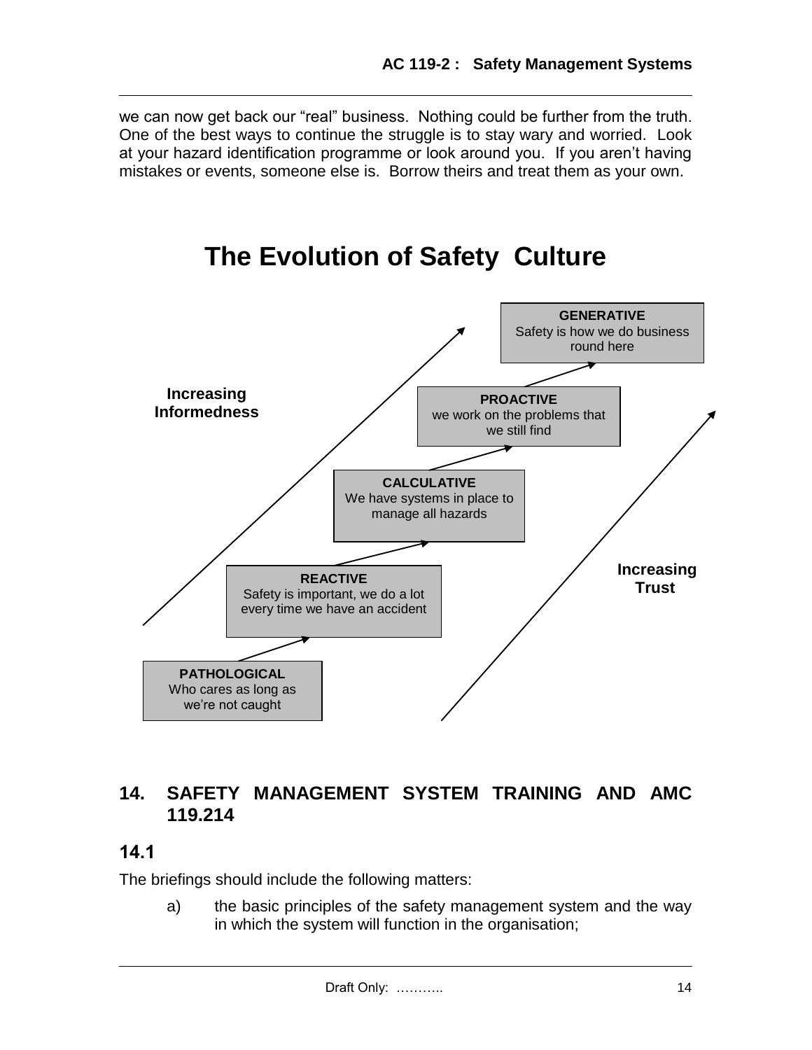we can now get back our "real" business. Nothing could be further from the truth. One of the best ways to continue the struggle is to stay wary and worried. Look at your hazard identification programme or look around you. If you aren't having mistakes or events, someone else is. Borrow theirs and treat them as your own.

## The Evolution of Safety Culture

**Increasing Informedness**

**GENERATIVE**
Safety is how we do business round here

**PROACTIVE**
we work on the problems that we still find

**CALCULATIVE**
We have systems in place to manage all hazards

**REACTIVE**
Safety is important, we do a lot every time we have an accident

**PATHOLOGICAL**
Who cares as long as we're not caught

**Increasing Trust**

## 14. SAFETY MANAGEMENT SYSTEM TRAINING AND AMC 119.214

### 14.1

The briefings should include the following matters:

a) the basic principles of the safety management system and the way in which the system will function in the organisation;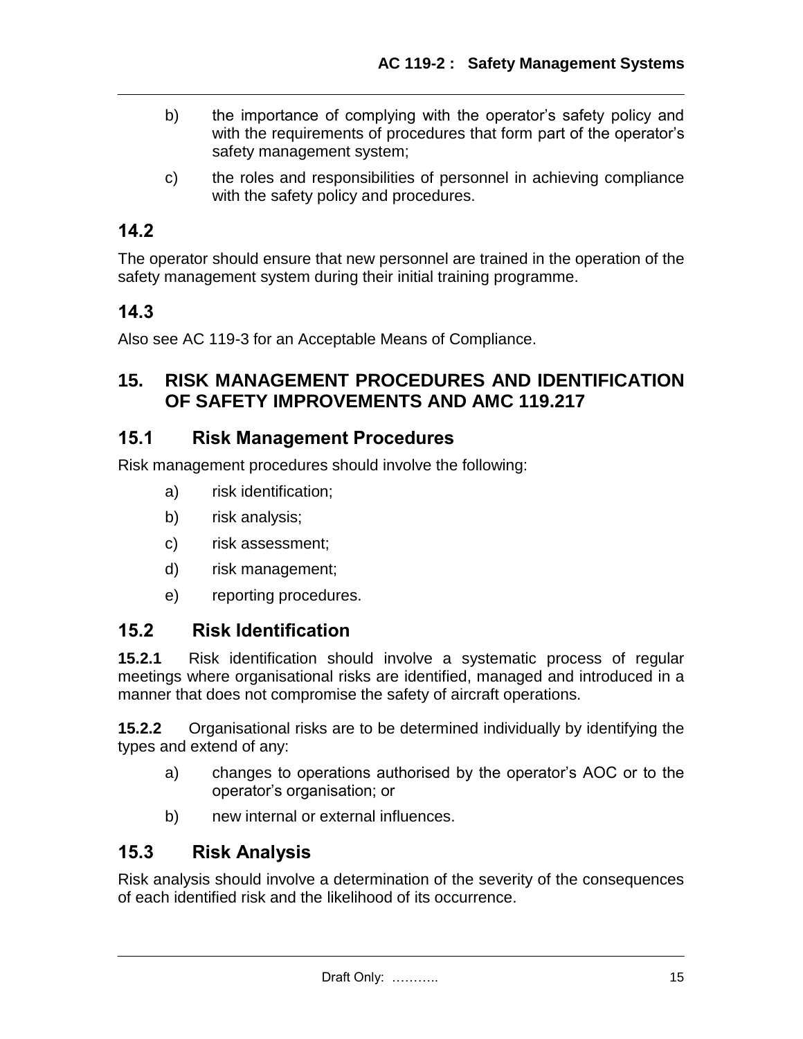b) the importance of complying with the operator's safety policy and with the requirements of procedures that form part of the operator's safety management system;

c) the roles and responsibilities of personnel in achieving compliance with the safety policy and procedures.

### 14.2

The operator should ensure that new personnel are trained in the operation of the safety management system during their initial training programme.

### 14.3

Also see AC 119-3 for an Acceptable Means of Compliance.

## 15. RISK MANAGEMENT PROCEDURES AND IDENTIFICATION OF SAFETY IMPROVEMENTS AND AMC 119.217

### 15.1 Risk Management Procedures

Risk management procedures should involve the following:

a) risk identification;

b) risk analysis;

c) risk assessment;

d) risk management;

e) reporting procedures.

### 15.2 Risk Identification

**15.2.1** Risk identification should involve a systematic process of regular meetings where organisational risks are identified, managed and introduced in a manner that does not compromise the safety of aircraft operations.

**15.2.2** Organisational risks are to be determined individually by identifying the types and extend of any:

a) changes to operations authorised by the operator's AOC or to the operator's organisation; or

b) new internal or external influences.

### 15.3 Risk Analysis

Risk analysis should involve a determination of the severity of the consequences of each identified risk and the likelihood of its occurrence.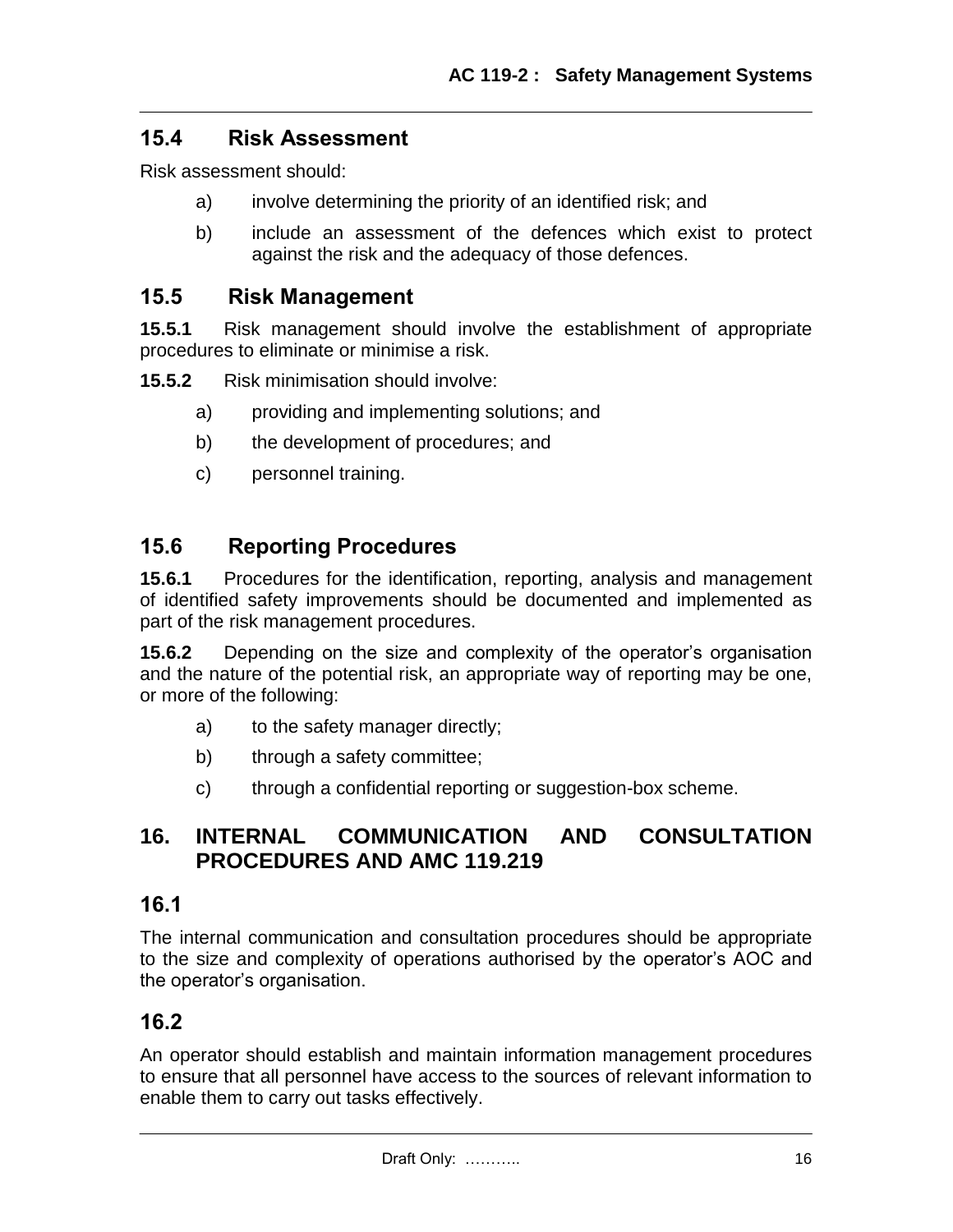## 15.4 Risk Assessment

Risk assessment should:

a) involve determining the priority of an identified risk; and

b) include an assessment of the defences which exist to protect against the risk and the adequacy of those defences.

## 15.5 Risk Management

**15.5.1** Risk management should involve the establishment of appropriate procedures to eliminate or minimise a risk.

**15.5.2** Risk minimisation should involve:

a) providing and implementing solutions; and

b) the development of procedures; and

c) personnel training.

## 15.6 Reporting Procedures

**15.6.1** Procedures for the identification, reporting, analysis and management of identified safety improvements should be documented and implemented as part of the risk management procedures.

**15.6.2** Depending on the size and complexity of the operator's organisation and the nature of the potential risk, an appropriate way of reporting may be one, or more of the following:

a) to the safety manager directly;

b) through a safety committee;

c) through a confidential reporting or suggestion-box scheme.

# 16. INTERNAL COMMUNICATION AND CONSULTATION PROCEDURES AND AMC 119.219

## 16.1

The internal communication and consultation procedures should be appropriate to the size and complexity of operations authorised by the operator's AOC and the operator's organisation.

## 16.2

An operator should establish and maintain information management procedures to ensure that all personnel have access to the sources of relevant information to enable them to carry out tasks effectively.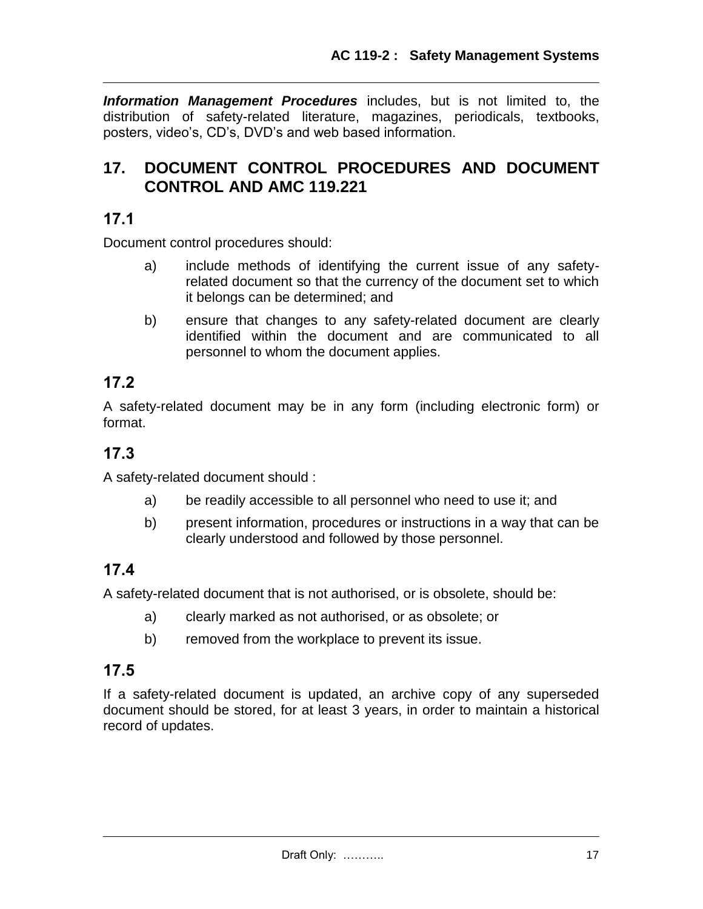***Information Management Procedures*** includes, but is not limited to, the distribution of safety-related literature, magazines, periodicals, textbooks, posters, video's, CD's, DVD's and web based information.

## 17. DOCUMENT CONTROL PROCEDURES AND DOCUMENT CONTROL AND AMC 119.221

### 17.1

Document control procedures should:

a) include methods of identifying the current issue of any safety-related document so that the currency of the document set to which it belongs can be determined; and

b) ensure that changes to any safety-related document are clearly identified within the document and are communicated to all personnel to whom the document applies.

### 17.2

A safety-related document may be in any form (including electronic form) or format.

### 17.3

A safety-related document should :

a) be readily accessible to all personnel who need to use it; and

b) present information, procedures or instructions in a way that can be clearly understood and followed by those personnel.

### 17.4

A safety-related document that is not authorised, or is obsolete, should be:

a) clearly marked as not authorised, or as obsolete; or

b) removed from the workplace to prevent its issue.

### 17.5

If a safety-related document is updated, an archive copy of any superseded document should be stored, for at least 3 years, in order to maintain a historical record of updates.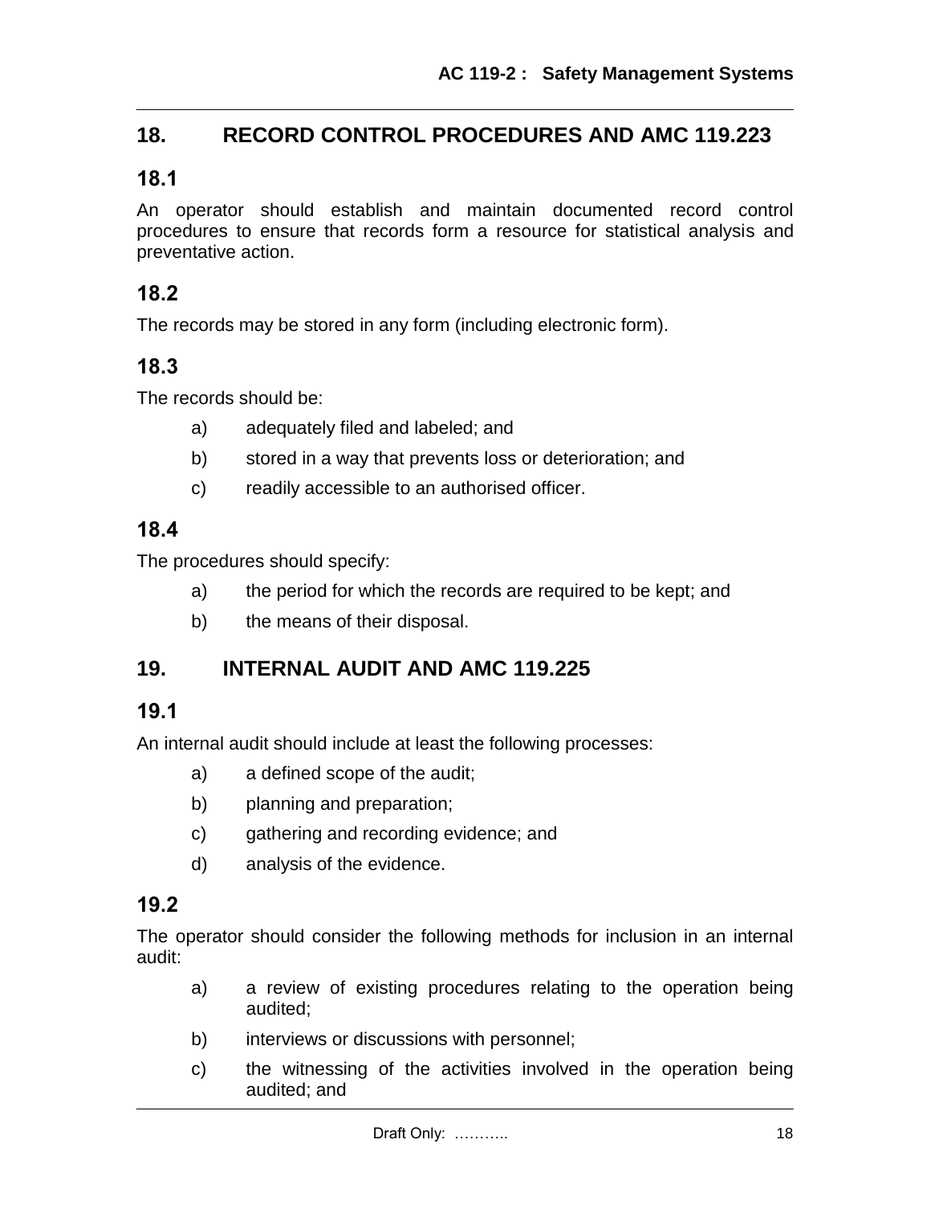## 18. RECORD CONTROL PROCEDURES AND AMC 119.223

### 18.1

An operator should establish and maintain documented record control procedures to ensure that records form a resource for statistical analysis and preventative action.

### 18.2

The records may be stored in any form (including electronic form).

### 18.3

The records should be:

a) adequately filed and labeled; and

b) stored in a way that prevents loss or deterioration; and

c) readily accessible to an authorised officer.

### 18.4

The procedures should specify:

a) the period for which the records are required to be kept; and

b) the means of their disposal.

## 19. INTERNAL AUDIT AND AMC 119.225

### 19.1

An internal audit should include at least the following processes:

a) a defined scope of the audit;

b) planning and preparation;

c) gathering and recording evidence; and

d) analysis of the evidence.

### 19.2

The operator should consider the following methods for inclusion in an internal audit:

a) a review of existing procedures relating to the operation being audited;

b) interviews or discussions with personnel;

c) the witnessing of the activities involved in the operation being audited; and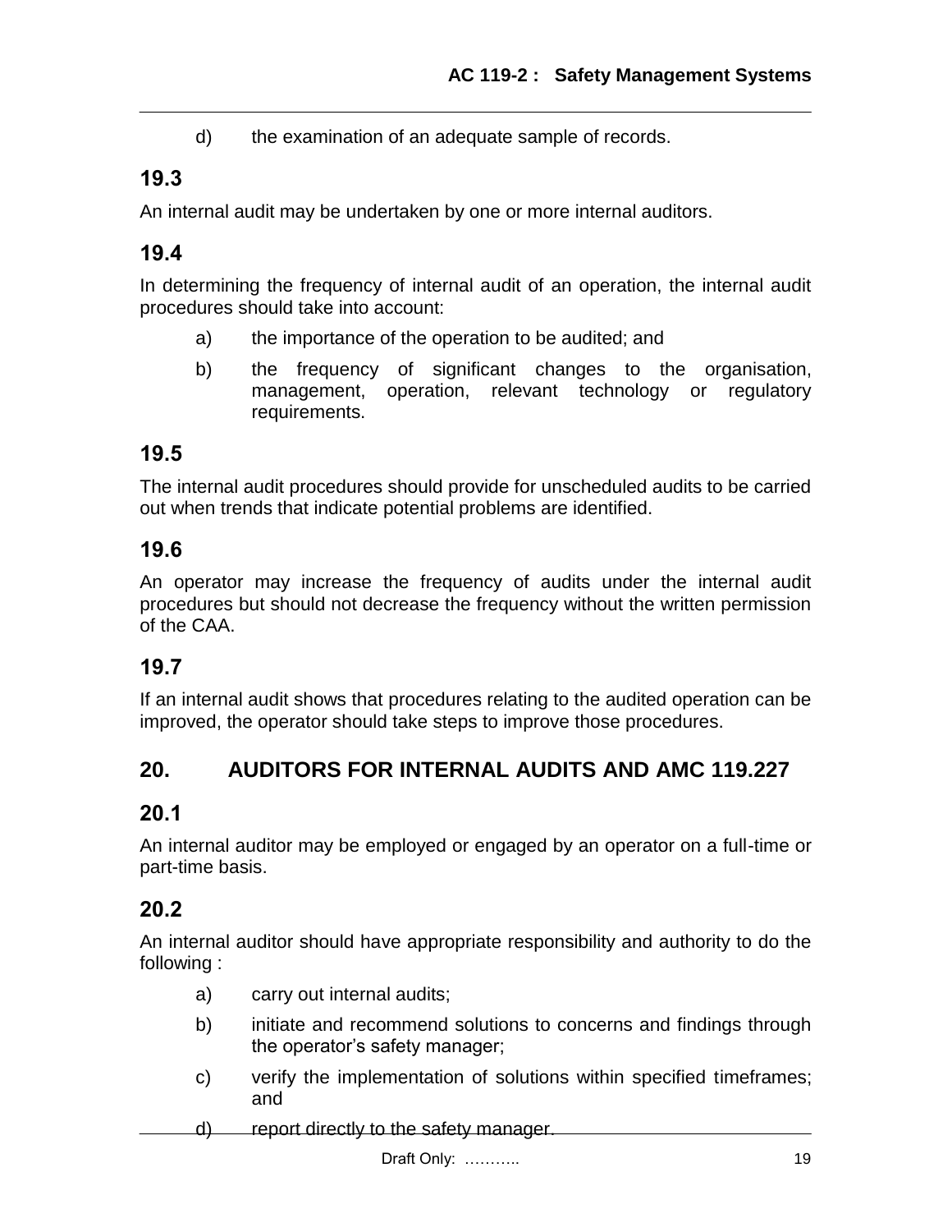d) the examination of an adequate sample of records.

## 19.3

An internal audit may be undertaken by one or more internal auditors.

## 19.4

In determining the frequency of internal audit of an operation, the internal audit procedures should take into account:

a) the importance of the operation to be audited; and

b) the frequency of significant changes to the organisation, management, operation, relevant technology or regulatory requirements.

## 19.5

The internal audit procedures should provide for unscheduled audits to be carried out when trends that indicate potential problems are identified.

## 19.6

An operator may increase the frequency of audits under the internal audit procedures but should not decrease the frequency without the written permission of the CAA.

## 19.7

If an internal audit shows that procedures relating to the audited operation can be improved, the operator should take steps to improve those procedures.

# 20. AUDITORS FOR INTERNAL AUDITS AND AMC 119.227

## 20.1

An internal auditor may be employed or engaged by an operator on a full-time or part-time basis.

## 20.2

An internal auditor should have appropriate responsibility and authority to do the following :

a) carry out internal audits;

b) initiate and recommend solutions to concerns and findings through the operator's safety manager;

c) verify the implementation of solutions within specified timeframes; and

d) report directly to the safety manager.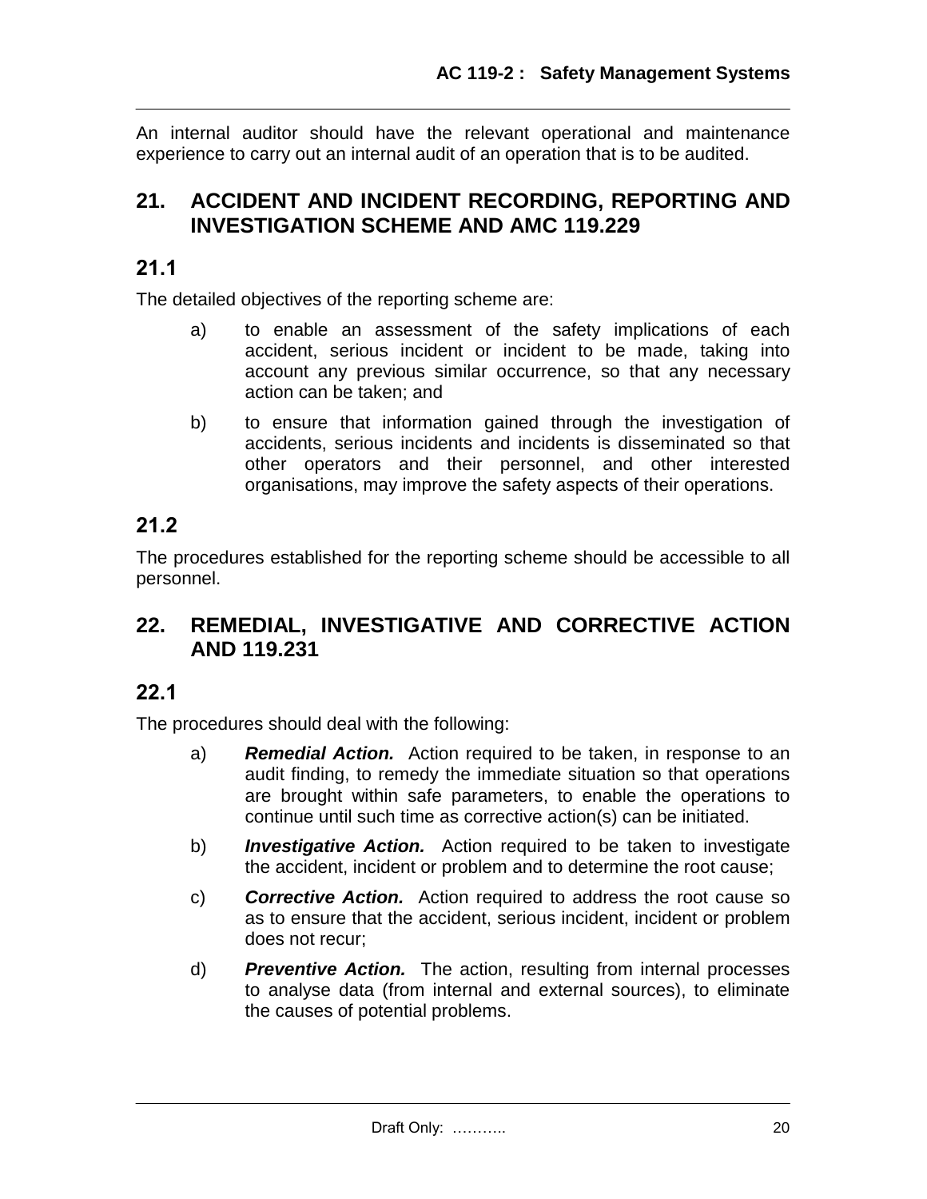An internal auditor should have the relevant operational and maintenance experience to carry out an internal audit of an operation that is to be audited.

## 21. ACCIDENT AND INCIDENT RECORDING, REPORTING AND INVESTIGATION SCHEME AND AMC 119.229

### 21.1

The detailed objectives of the reporting scheme are:

a) to enable an assessment of the safety implications of each accident, serious incident or incident to be made, taking into account any previous similar occurrence, so that any necessary action can be taken; and

b) to ensure that information gained through the investigation of accidents, serious incidents and incidents is disseminated so that other operators and their personnel, and other interested organisations, may improve the safety aspects of their operations.

### 21.2

The procedures established for the reporting scheme should be accessible to all personnel.

## 22. REMEDIAL, INVESTIGATIVE AND CORRECTIVE ACTION AND 119.231

### 22.1

The procedures should deal with the following:

a) ***Remedial Action.*** Action required to be taken, in response to an audit finding, to remedy the immediate situation so that operations are brought within safe parameters, to enable the operations to continue until such time as corrective action(s) can be initiated.

b) ***Investigative Action.*** Action required to be taken to investigate the accident, incident or problem and to determine the root cause;

c) ***Corrective Action.*** Action required to address the root cause so as to ensure that the accident, serious incident, incident or problem does not recur;

d) ***Preventive Action.*** The action, resulting from internal processes to analyse data (from internal and external sources), to eliminate the causes of potential problems.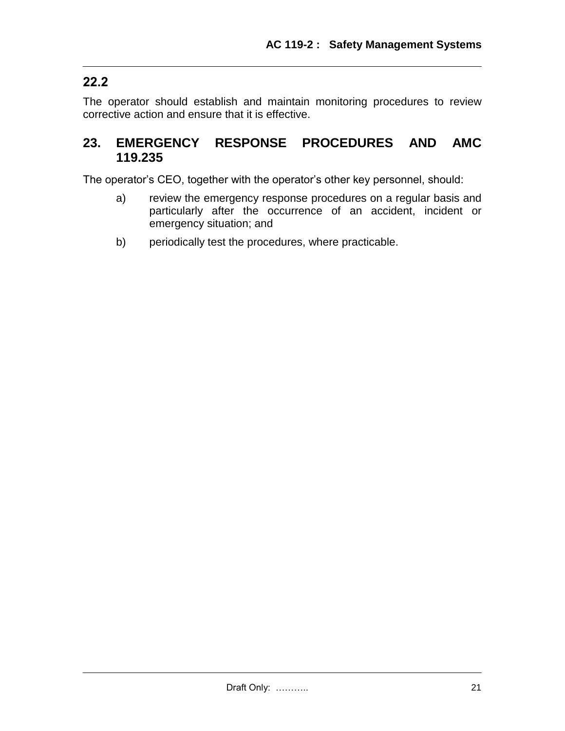## 22.2

The operator should establish and maintain monitoring procedures to review corrective action and ensure that it is effective.

## 23. EMERGENCY RESPONSE PROCEDURES AND AMC 119.235

The operator's CEO, together with the operator's other key personnel, should:

a) review the emergency response procedures on a regular basis and particularly after the occurrence of an accident, incident or emergency situation; and

b) periodically test the procedures, where practicable.